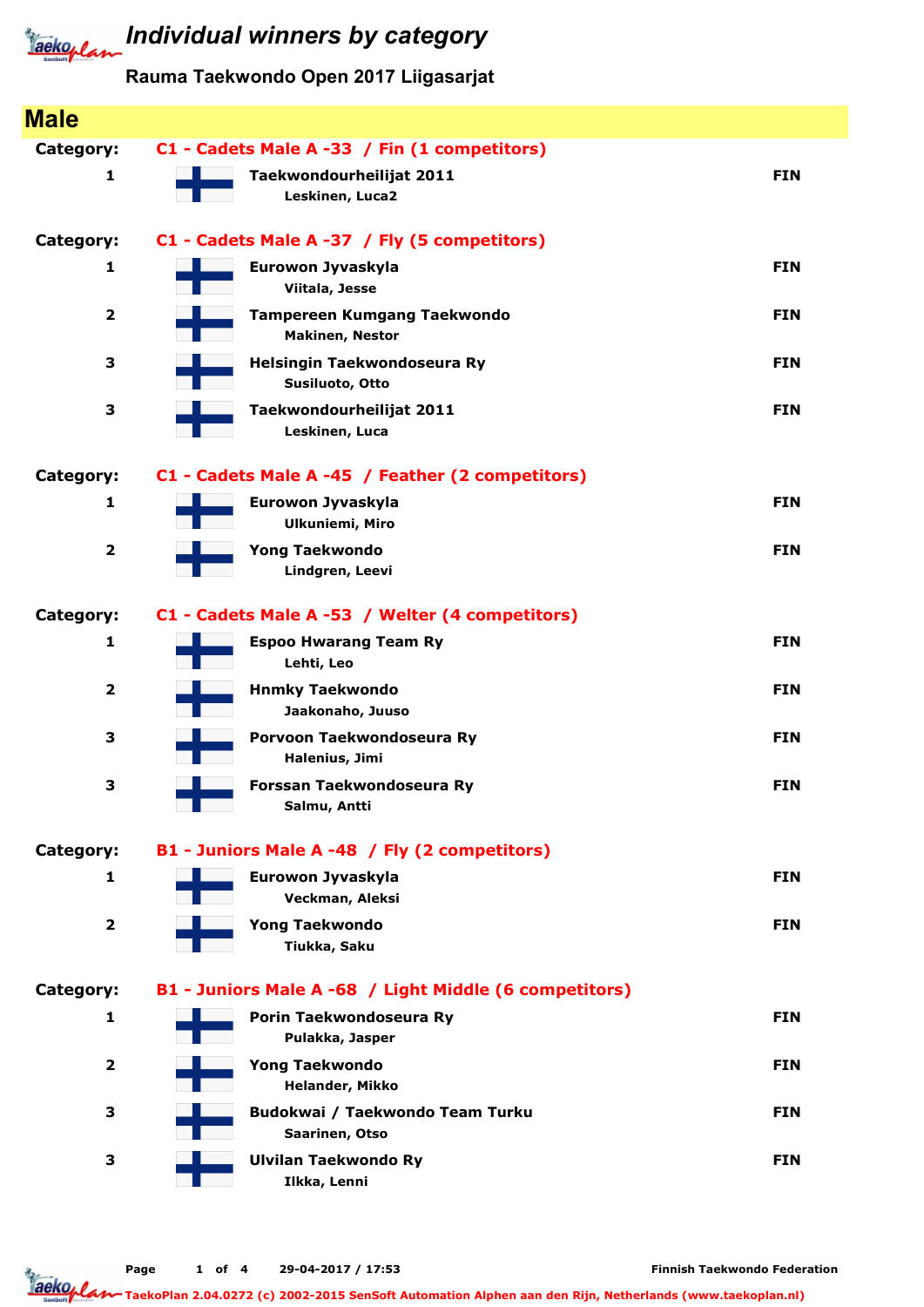# Individual winners by category

## Rauma Taekwondo Open 2017 Liigasarjat

## Male

**Category:** C1 - Cadets Male A -33 / Fin (1 competitors)

| Place | Club / Name | Country |
|---|---|---|
| 1 | **Taekwondourheilijat 2011**<br>Leskinen, Luca2 | FIN |

**Category:** C1 - Cadets Male A -37 / Fly (5 competitors)

| Place | Club / Name | Country |
|---|---|---|
| 1 | **Eurowon Jyvaskyla**<br>Viitala, Jesse | FIN |
| 2 | **Tampereen Kumgang Taekwondo**<br>Makinen, Nestor | FIN |
| 3 | **Helsingin Taekwondoseura Ry**<br>Susiluoto, Otto | FIN |
| 3 | **Taekwondourheilijat 2011**<br>Leskinen, Luca | FIN |

**Category:** C1 - Cadets Male A -45 / Feather (2 competitors)

| Place | Club / Name | Country |
|---|---|---|
| 1 | **Eurowon Jyvaskyla**<br>Ulkuniemi, Miro | FIN |
| 2 | **Yong Taekwondo**<br>Lindgren, Leevi | FIN |

**Category:** C1 - Cadets Male A -53 / Welter (4 competitors)

| Place | Club / Name | Country |
|---|---|---|
| 1 | **Espoo Hwarang Team Ry**<br>Lehti, Leo | FIN |
| 2 | **Hnmky Taekwondo**<br>Jaakonaho, Juuso | FIN |
| 3 | **Porvoon Taekwondoseura Ry**<br>Halenius, Jimi | FIN |
| 3 | **Forssan Taekwondoseura Ry**<br>Salmu, Antti | FIN |

**Category:** B1 - Juniors Male A -48 / Fly (2 competitors)

| Place | Club / Name | Country |
|---|---|---|
| 1 | **Eurowon Jyvaskyla**<br>Veckman, Aleksi | FIN |
| 2 | **Yong Taekwondo**<br>Tiukka, Saku | FIN |

**Category:** B1 - Juniors Male A -68 / Light Middle (6 competitors)

| Place | Club / Name | Country |
|---|---|---|
| 1 | **Porin Taekwondoseura Ry**<br>Pulakka, Jasper | FIN |
| 2 | **Yong Taekwondo**<br>Helander, Mikko | FIN |
| 3 | **Budokwai / Taekwondo Team Turku**<br>Saarinen, Otso | FIN |
| 3 | **Ulvilan Taekwondo Ry**<br>Ilkka, Lenni | FIN |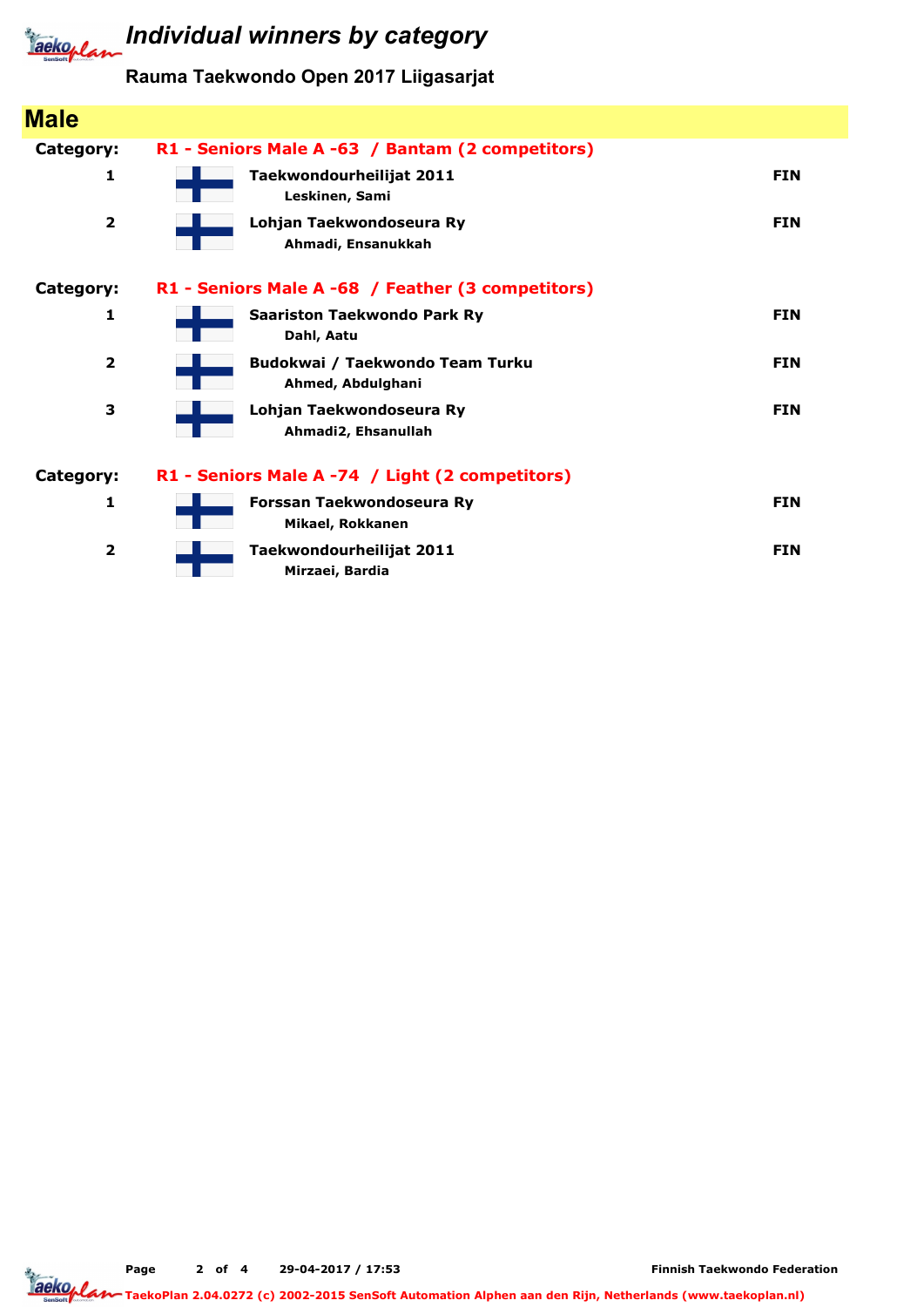# Individual winners by category

## Rauma Taekwondo Open 2017 Liigasarjat

## Male

**Category:** R1 - Seniors Male A -63 / Bantam (2 competitors)

| Place | Club / Name | Country |
|---|---|---|
| 1 | **Taekwondourheilijat 2011** Leskinen, Sami | FIN |
| 2 | **Lohjan Taekwondoseura Ry** Ahmadi, Ensanukkah | FIN |

**Category:** R1 - Seniors Male A -68 / Feather (3 competitors)

| Place | Club / Name | Country |
|---|---|---|
| 1 | **Saariston Taekwondo Park Ry** Dahl, Aatu | FIN |
| 2 | **Budokwai / Taekwondo Team Turku** Ahmed, Abdulghani | FIN |
| 3 | **Lohjan Taekwondoseura Ry** Ahmadi2, Ehsanullah | FIN |

**Category:** R1 - Seniors Male A -74 / Light (2 competitors)

| Place | Club / Name | Country |
|---|---|---|
| 1 | **Forssan Taekwondoseura Ry** Mikael, Rokkanen | FIN |
| 2 | **Taekwondourheilijat 2011** Mirzaei, Bardia | FIN |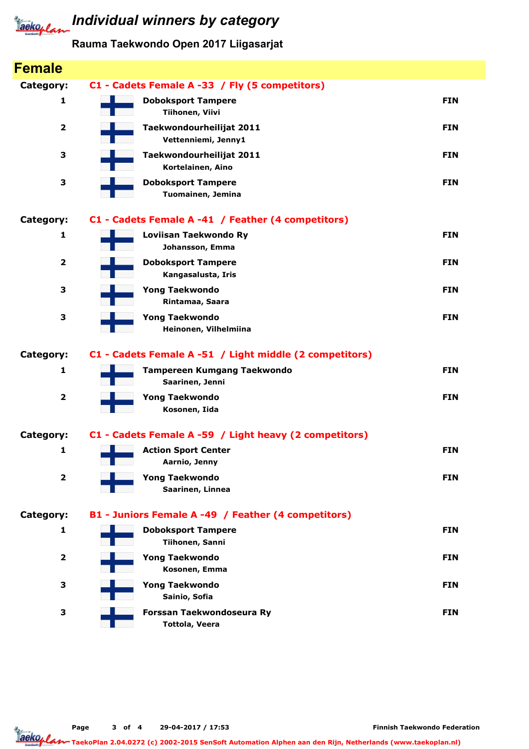# Individual winners by category

## Rauma Taekwondo Open 2017 Liigasarjat

## Female

**Category: C1 - Cadets Female A -33 / Fly (5 competitors)**

| Place | Club / Name | Country |
|---|---|---|
| 1 | **Doboksport Tampere**<br>Tiihonen, Viivi | FIN |
| 2 | **Taekwondourheilijat 2011**<br>Vettenniemi, Jenny1 | FIN |
| 3 | **Taekwondourheilijat 2011**<br>Kortelainen, Aino | FIN |
| 3 | **Doboksport Tampere**<br>Tuomainen, Jemina | FIN |

**Category: C1 - Cadets Female A -41 / Feather (4 competitors)**

| Place | Club / Name | Country |
|---|---|---|
| 1 | **Loviisan Taekwondo Ry**<br>Johansson, Emma | FIN |
| 2 | **Doboksport Tampere**<br>Kangasalusta, Iris | FIN |
| 3 | **Yong Taekwondo**<br>Rintamaa, Saara | FIN |
| 3 | **Yong Taekwondo**<br>Heinonen, Vilhelmiina | FIN |

**Category: C1 - Cadets Female A -51 / Light middle (2 competitors)**

| Place | Club / Name | Country |
|---|---|---|
| 1 | **Tampereen Kumgang Taekwondo**<br>Saarinen, Jenni | FIN |
| 2 | **Yong Taekwondo**<br>Kosonen, Iida | FIN |

**Category: C1 - Cadets Female A -59 / Light heavy (2 competitors)**

| Place | Club / Name | Country |
|---|---|---|
| 1 | **Action Sport Center**<br>Aarnio, Jenny | FIN |
| 2 | **Yong Taekwondo**<br>Saarinen, Linnea | FIN |

**Category: B1 - Juniors Female A -49 / Feather (4 competitors)**

| Place | Club / Name | Country |
|---|---|---|
| 1 | **Doboksport Tampere**<br>Tiihonen, Sanni | FIN |
| 2 | **Yong Taekwondo**<br>Kosonen, Emma | FIN |
| 3 | **Yong Taekwondo**<br>Sainio, Sofia | FIN |
| 3 | **Forssan Taekwondoseura Ry**<br>Tottola, Veera | FIN |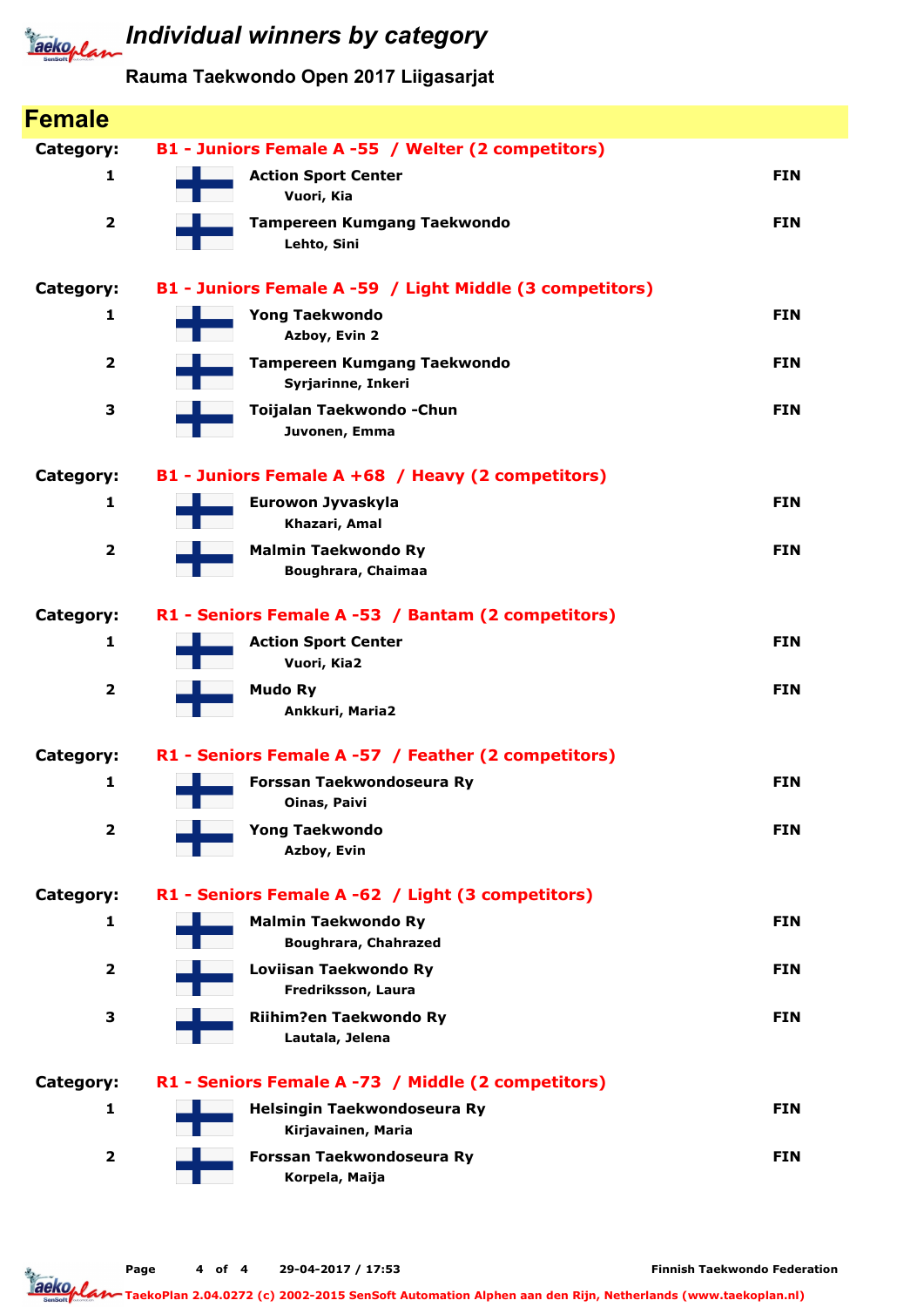# Individual winners by category

## Rauma Taekwondo Open 2017 Liigasarjat

## Female

**Category: B1 - Juniors Female A -55 / Welter (2 competitors)**

| | | | |
|---|---|---|---|
| 1 | Action Sport Center | Vuori, Kia | FIN |
| 2 | Tampereen Kumgang Taekwondo | Lehto, Sini | FIN |

**Category: B1 - Juniors Female A -59 / Light Middle (3 competitors)**

| | | | |
|---|---|---|---|
| 1 | Yong Taekwondo | Azboy, Evin 2 | FIN |
| 2 | Tampereen Kumgang Taekwondo | Syrjarinne, Inkeri | FIN |
| 3 | Toijalan Taekwondo -Chun | Juvonen, Emma | FIN |

**Category: B1 - Juniors Female A +68 / Heavy (2 competitors)**

| | | | |
|---|---|---|---|
| 1 | Eurowon Jyvaskyla | Khazari, Amal | FIN |
| 2 | Malmin Taekwondo Ry | Boughrara, Chaimaa | FIN |

**Category: R1 - Seniors Female A -53 / Bantam (2 competitors)**

| | | | |
|---|---|---|---|
| 1 | Action Sport Center | Vuori, Kia2 | FIN |
| 2 | Mudo Ry | Ankkuri, Maria2 | FIN |

**Category: R1 - Seniors Female A -57 / Feather (2 competitors)**

| | | | |
|---|---|---|---|
| 1 | Forssan Taekwondoseura Ry | Oinas, Paivi | FIN |
| 2 | Yong Taekwondo | Azboy, Evin | FIN |

**Category: R1 - Seniors Female A -62 / Light (3 competitors)**

| | | | |
|---|---|---|---|
| 1 | Malmin Taekwondo Ry | Boughrara, Chahrazed | FIN |
| 2 | Loviisan Taekwondo Ry | Fredriksson, Laura | FIN |
| 3 | Riihim?en Taekwondo Ry | Lautala, Jelena | FIN |

**Category: R1 - Seniors Female A -73 / Middle (2 competitors)**

| | | | |
|---|---|---|---|
| 1 | Helsingin Taekwondoseura Ry | Kirjavainen, Maria | FIN |
| 2 | Forssan Taekwondoseura Ry | Korpela, Maija | FIN |